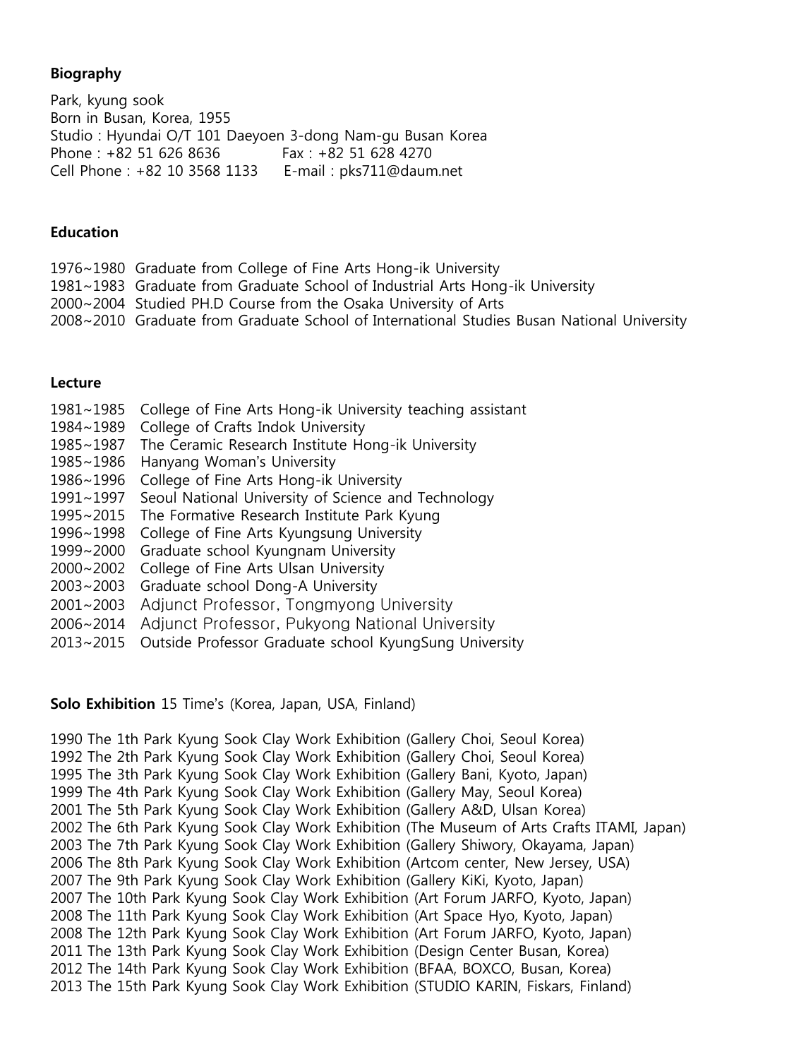## Biography

Park, kyung sook
Born in Busan, Korea, 1955
Studio : Hyundai O/T 101 Daeyoen 3-dong Nam-gu Busan Korea
Phone : +82 51 626 8636 Fax : +82 51 628 4270
Cell Phone : +82 10 3568 1133 E-mail : pks711@daum.net

## Education

1976~1980 Graduate from College of Fine Arts Hong-ik University
1981~1983 Graduate from Graduate School of Industrial Arts Hong-ik University
2000~2004 Studied PH.D Course from the Osaka University of Arts
2008~2010 Graduate from Graduate School of International Studies Busan National University

## Lecture

1981~1985 College of Fine Arts Hong-ik University teaching assistant
1984~1989 College of Crafts Indok University
1985~1987 The Ceramic Research Institute Hong-ik University
1985~1986 Hanyang Woman's University
1986~1996 College of Fine Arts Hong-ik University
1991~1997 Seoul National University of Science and Technology
1995~2015 The Formative Research Institute Park Kyung
1996~1998 College of Fine Arts Kyungsung University
1999~2000 Graduate school Kyungnam University
2000~2002 College of Fine Arts Ulsan University
2003~2003 Graduate school Dong-A University
2001~2003 Adjunct Professor, Tongmyong University
2006~2014 Adjunct Professor, Pukyong National University
2013~2015 Outside Professor Graduate school KyungSung University

**Solo Exhibition** 15 Time's (Korea, Japan, USA, Finland)

1990 The 1th Park Kyung Sook Clay Work Exhibition (Gallery Choi, Seoul Korea)
1992 The 2th Park Kyung Sook Clay Work Exhibition (Gallery Choi, Seoul Korea)
1995 The 3th Park Kyung Sook Clay Work Exhibition (Gallery Bani, Kyoto, Japan)
1999 The 4th Park Kyung Sook Clay Work Exhibition (Gallery May, Seoul Korea)
2001 The 5th Park Kyung Sook Clay Work Exhibition (Gallery A&D, Ulsan Korea)
2002 The 6th Park Kyung Sook Clay Work Exhibition (The Museum of Arts Crafts ITAMI, Japan)
2003 The 7th Park Kyung Sook Clay Work Exhibition (Gallery Shiwory, Okayama, Japan)
2006 The 8th Park Kyung Sook Clay Work Exhibition (Artcom center, New Jersey, USA)
2007 The 9th Park Kyung Sook Clay Work Exhibition (Gallery KiKi, Kyoto, Japan)
2007 The 10th Park Kyung Sook Clay Work Exhibition (Art Forum JARFO, Kyoto, Japan)
2008 The 11th Park Kyung Sook Clay Work Exhibition (Art Space Hyo, Kyoto, Japan)
2008 The 12th Park Kyung Sook Clay Work Exhibition (Art Forum JARFO, Kyoto, Japan)
2011 The 13th Park Kyung Sook Clay Work Exhibition (Design Center Busan, Korea)
2012 The 14th Park Kyung Sook Clay Work Exhibition (BFAA, BOXCO, Busan, Korea)
2013 The 15th Park Kyung Sook Clay Work Exhibition (STUDIO KARIN, Fiskars, Finland)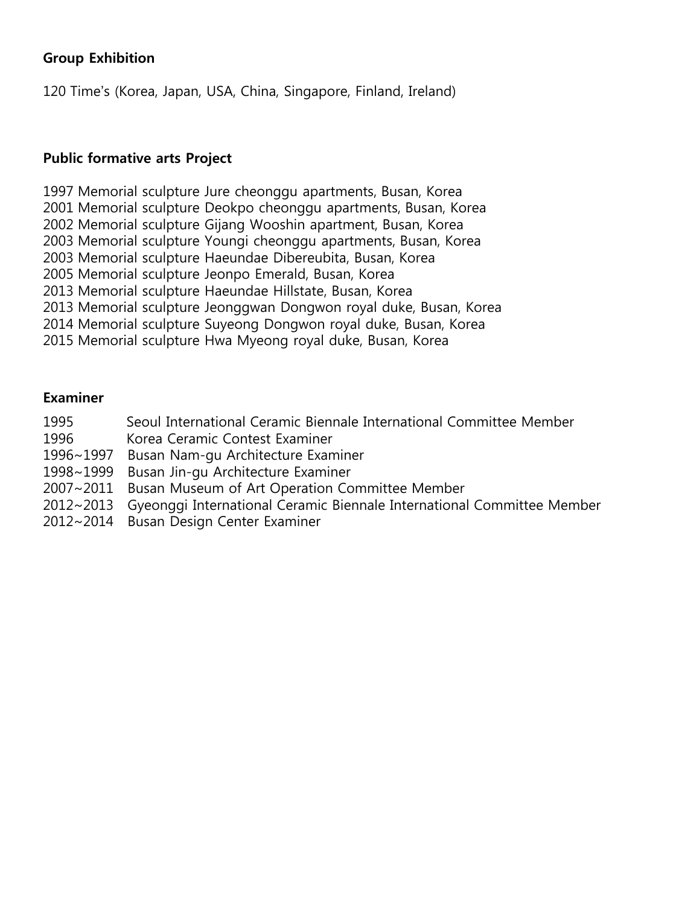**Group Exhibition**

120 Time's (Korea, Japan, USA, China, Singapore, Finland, Ireland)

**Public formative arts Project**

1997 Memorial sculpture Jure cheonggu apartments, Busan, Korea
2001 Memorial sculpture Deokpo cheonggu apartments, Busan, Korea
2002 Memorial sculpture Gijang Wooshin apartment, Busan, Korea
2003 Memorial sculpture Youngi cheonggu apartments, Busan, Korea
2003 Memorial sculpture Haeundae Dibereubita, Busan, Korea
2005 Memorial sculpture Jeonpo Emerald, Busan, Korea
2013 Memorial sculpture Haeundae Hillstate, Busan, Korea
2013 Memorial sculpture Jeonggwan Dongwon royal duke, Busan, Korea
2014 Memorial sculpture Suyeong Dongwon royal duke, Busan, Korea
2015 Memorial sculpture Hwa Myeong royal duke, Busan, Korea

**Examiner**

1995 Seoul International Ceramic Biennale International Committee Member
1996 Korea Ceramic Contest Examiner
1996~1997 Busan Nam-gu Architecture Examiner
1998~1999 Busan Jin-gu Architecture Examiner
2007~2011 Busan Museum of Art Operation Committee Member
2012~2013 Gyeonggi International Ceramic Biennale International Committee Member
2012~2014 Busan Design Center Examiner